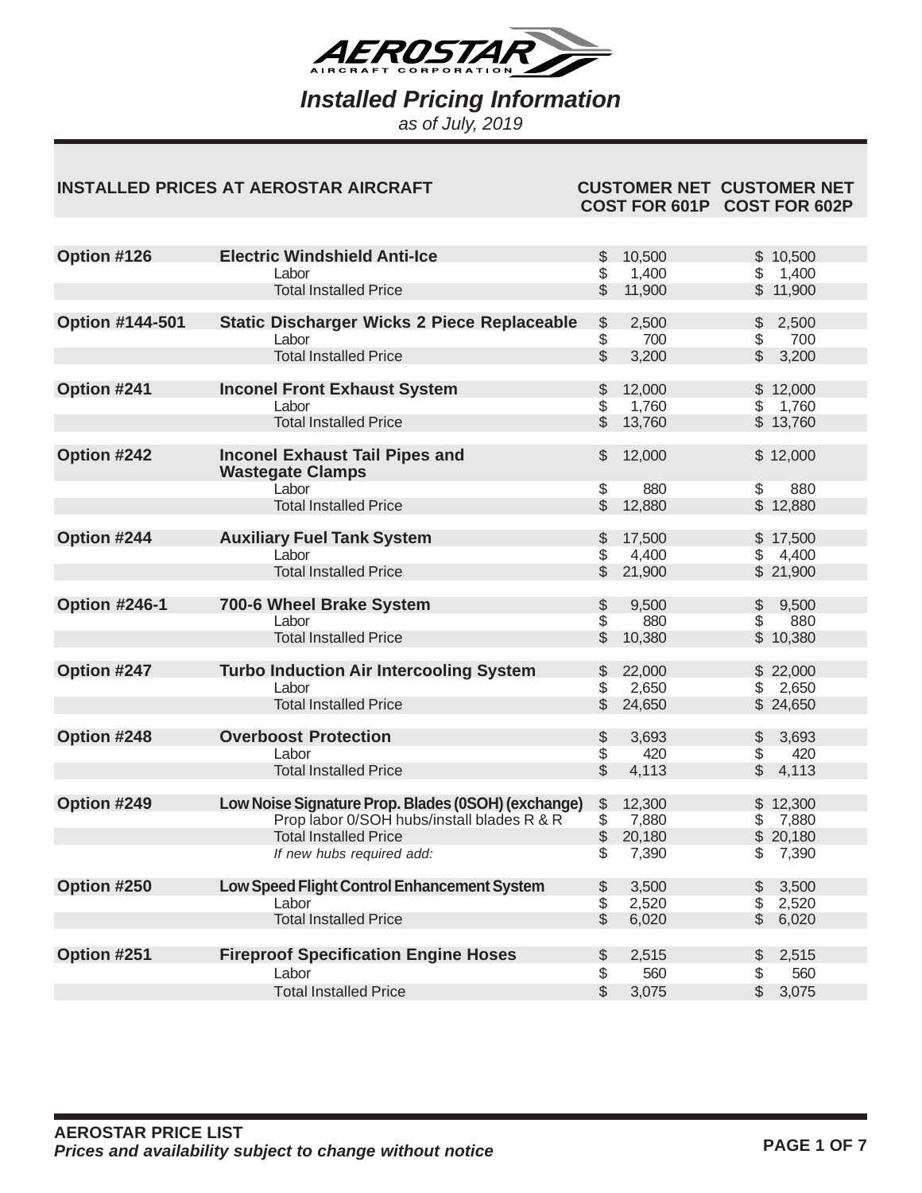# AEROSTAR AIRCRAFT CORPORATION

## *Installed Pricing Information*

*as of July, 2019*

| INSTALLED PRICES AT AEROSTAR AIRCRAFT | | CUSTOMER NET COST FOR 601P | CUSTOMER NET COST FOR 602P |
|---|---|---|---|
| **Option #126** | **Electric Windshield Anti-Ice** | $ 10,500 | $ 10,500 |
| | Labor | $ 1,400 | $ 1,400 |
| | Total Installed Price | $ 11,900 | $ 11,900 |
| **Option #144-501** | **Static Discharger Wicks 2 Piece Replaceable** | $ 2,500 | $ 2,500 |
| | Labor | $ 700 | $ 700 |
| | Total Installed Price | $ 3,200 | $ 3,200 |
| **Option #241** | **Inconel Front Exhaust System** | $ 12,000 | $ 12,000 |
| | Labor | $ 1,760 | $ 1,760 |
| | Total Installed Price | $ 13,760 | $ 13,760 |
| **Option #242** | **Inconel Exhaust Tail Pipes and Wastegate Clamps** | $ 12,000 | $ 12,000 |
| | Labor | $ 880 | $ 880 |
| | Total Installed Price | $ 12,880 | $ 12,880 |
| **Option #244** | **Auxiliary Fuel Tank System** | $ 17,500 | $ 17,500 |
| | Labor | $ 4,400 | $ 4,400 |
| | Total Installed Price | $ 21,900 | $ 21,900 |
| **Option #246-1** | **700-6 Wheel Brake System** | $ 9,500 | $ 9,500 |
| | Labor | $ 880 | $ 880 |
| | Total Installed Price | $ 10,380 | $ 10,380 |
| **Option #247** | **Turbo Induction Air Intercooling System** | $ 22,000 | $ 22,000 |
| | Labor | $ 2,650 | $ 2,650 |
| | Total Installed Price | $ 24,650 | $ 24,650 |
| **Option #248** | **Overboost Protection** | $ 3,693 | $ 3,693 |
| | Labor | $ 420 | $ 420 |
| | Total Installed Price | $ 4,113 | $ 4,113 |
| **Option #249** | **Low Noise Signature Prop. Blades (0SOH) (exchange)** | $ 12,300 | $ 12,300 |
| | Prop labor 0/SOH hubs/install blades R & R | $ 7,880 | $ 7,880 |
| | Total Installed Price | $ 20,180 | $ 20,180 |
| | *If new hubs required add:* | $ 7,390 | $ 7,390 |
| **Option #250** | **Low Speed Flight Control Enhancement System** | $ 3,500 | $ 3,500 |
| | Labor | $ 2,520 | $ 2,520 |
| | Total Installed Price | $ 6,020 | $ 6,020 |
| **Option #251** | **Fireproof Specification Engine Hoses** | $ 2,515 | $ 2,515 |
| | Labor | $ 560 | $ 560 |
| | Total Installed Price | $ 3,075 | $ 3,075 |

**AEROSTAR PRICE LIST**
***Prices and availability subject to change without notice***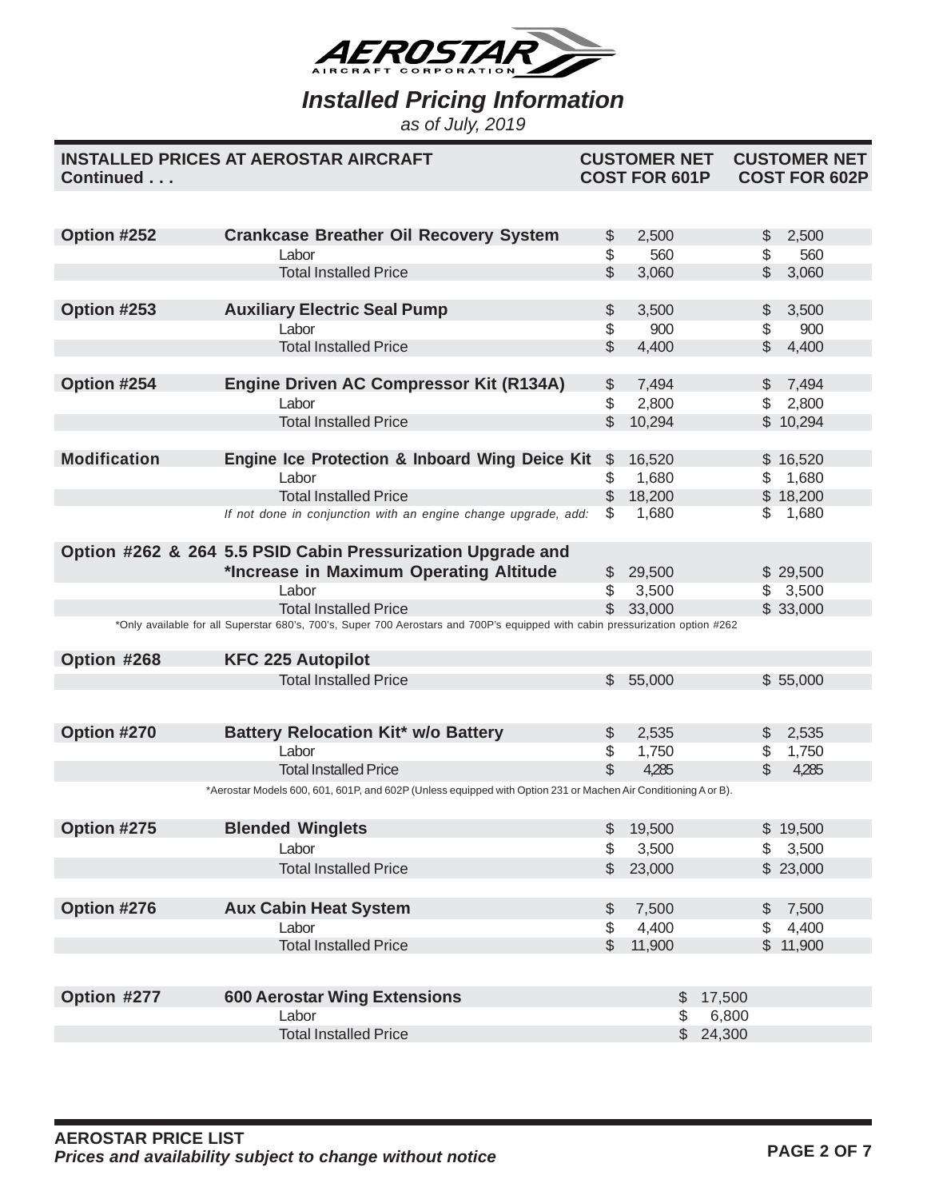# AEROSTAR AIRCRAFT CORPORATION

## *Installed Pricing Information*

*as of July, 2019*

| INSTALLED PRICES AT AEROSTAR AIRCRAFT Continued . . . | | CUSTOMER NET COST FOR 601P | CUSTOMER NET COST FOR 602P |
|---|---|---|---|
| **Option #252** | **Crankcase Breather Oil Recovery System** | $ 2,500 | $ 2,500 |
| | Labor | $ 560 | $ 560 |
| | Total Installed Price | $ 3,060 | $ 3,060 |
| **Option #253** | **Auxiliary Electric Seal Pump** | $ 3,500 | $ 3,500 |
| | Labor | $ 900 | $ 900 |
| | Total Installed Price | $ 4,400 | $ 4,400 |
| **Option #254** | **Engine Driven AC Compressor Kit (R134A)** | $ 7,494 | $ 7,494 |
| | Labor | $ 2,800 | $ 2,800 |
| | Total Installed Price | $ 10,294 | $ 10,294 |
| **Modification** | **Engine Ice Protection & Inboard Wing Deice Kit** | $ 16,520 | $ 16,520 |
| | Labor | $ 1,680 | $ 1,680 |
| | Total Installed Price | $ 18,200 | $ 18,200 |
| | *If not done in conjunction with an engine change upgrade, add:* | $ 1,680 | $ 1,680 |
| **Option #262 & 264** | **5.5 PSID Cabin Pressurization Upgrade and *Increase in Maximum Operating Altitude** | $ 29,500 | $ 29,500 |
| | Labor | $ 3,500 | $ 3,500 |
| | Total Installed Price | $ 33,000 | $ 33,000 |
| **Option #268** | **KFC 225 Autopilot** | | |
| | Total Installed Price | $ 55,000 | $ 55,000 |
| **Option #270** | **Battery Relocation Kit* w/o Battery** | $ 2,535 | $ 2,535 |
| | Labor | $ 1,750 | $ 1,750 |
| | Total Installed Price | $ 4,285 | $ 4,285 |
| **Option #275** | **Blended Winglets** | $ 19,500 | $ 19,500 |
| | Labor | $ 3,500 | $ 3,500 |
| | Total Installed Price | $ 23,000 | $ 23,000 |
| **Option #276** | **Aux Cabin Heat System** | $ 7,500 | $ 7,500 |
| | Labor | $ 4,400 | $ 4,400 |
| | Total Installed Price | $ 11,900 | $ 11,900 |
| **Option #277** | **600 Aerostar Wing Extensions** | $ 17,500 | |
| | Labor | $ 6,800 | |
| | Total Installed Price | $ 24,300 | |

*Only available for all Superstar 680's, 700's, Super 700 Aerostars and 700P's equipped with cabin pressurization option #262

*Aerostar Models 600, 601, 601P, and 602P (Unless equipped with Option 231 or Machen Air Conditioning A or B).

**AEROSTAR PRICE LIST**
***Prices and availability subject to change without notice***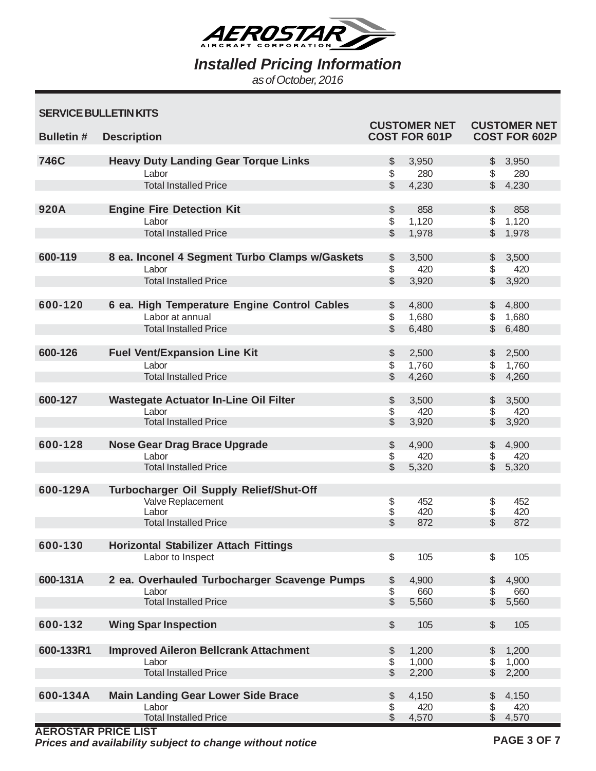# AEROSTAR AIRCRAFT CORPORATION

## *Installed Pricing Information*

*as of October, 2016*

### SERVICE BULLETIN KITS

| Bulletin # | Description | CUSTOMER NET COST FOR 601P | CUSTOMER NET COST FOR 602P |
|---|---|---|---|
| **746C** | **Heavy Duty Landing Gear Torque Links** | $ 3,950 | $ 3,950 |
| | Labor | $ 280 | $ 280 |
| | Total Installed Price | $ 4,230 | $ 4,230 |
| **920A** | **Engine Fire Detection Kit** | $ 858 | $ 858 |
| | Labor | $ 1,120 | $ 1,120 |
| | Total Installed Price | $ 1,978 | $ 1,978 |
| **600-119** | **8 ea. Inconel 4 Segment Turbo Clamps w/Gaskets** | $ 3,500 | $ 3,500 |
| | Labor | $ 420 | $ 420 |
| | Total Installed Price | $ 3,920 | $ 3,920 |
| **600-120** | **6 ea. High Temperature Engine Control Cables** | $ 4,800 | $ 4,800 |
| | Labor at annual | $ 1,680 | $ 1,680 |
| | Total Installed Price | $ 6,480 | $ 6,480 |
| **600-126** | **Fuel Vent/Expansion Line Kit** | $ 2,500 | $ 2,500 |
| | Labor | $ 1,760 | $ 1,760 |
| | Total Installed Price | $ 4,260 | $ 4,260 |
| **600-127** | **Wastegate Actuator In-Line Oil Filter** | $ 3,500 | $ 3,500 |
| | Labor | $ 420 | $ 420 |
| | Total Installed Price | $ 3,920 | $ 3,920 |
| **600-128** | **Nose Gear Drag Brace Upgrade** | $ 4,900 | $ 4,900 |
| | Labor | $ 420 | $ 420 |
| | Total Installed Price | $ 5,320 | $ 5,320 |
| **600-129A** | **Turbocharger Oil Supply Relief/Shut-Off** | | |
| | Valve Replacement | $ 452 | $ 452 |
| | Labor | $ 420 | $ 420 |
| | Total Installed Price | $ 872 | $ 872 |
| **600-130** | **Horizontal Stabilizer Attach Fittings** | | |
| | Labor to Inspect | $ 105 | $ 105 |
| **600-131A** | **2 ea. Overhauled Turbocharger Scavenge Pumps** | $ 4,900 | $ 4,900 |
| | Labor | $ 660 | $ 660 |
| | Total Installed Price | $ 5,560 | $ 5,560 |
| **600-132** | **Wing Spar Inspection** | $ 105 | $ 105 |
| **600-133R1** | **Improved Aileron Bellcrank Attachment** | $ 1,200 | $ 1,200 |
| | Labor | $ 1,000 | $ 1,000 |
| | Total Installed Price | $ 2,200 | $ 2,200 |
| **600-134A** | **Main Landing Gear Lower Side Brace** | $ 4,150 | $ 4,150 |
| | Labor | $ 420 | $ 420 |
| | Total Installed Price | $ 4,570 | $ 4,570 |

**AEROSTAR PRICE LIST**

***Prices and availability subject to change without notice***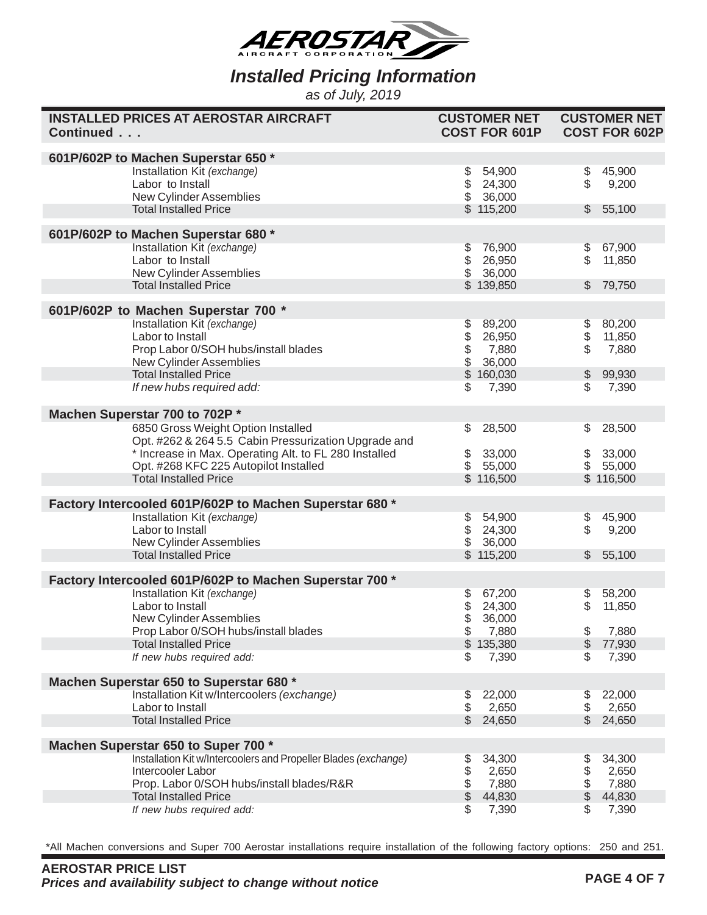# AEROSTAR AIRCRAFT CORPORATION

## Installed Pricing Information

*as of July, 2019*

| INSTALLED PRICES AT AEROSTAR AIRCRAFT Continued . . . | CUSTOMER NET COST FOR 601P | CUSTOMER NET COST FOR 602P |
|---|---|---|
| **601P/602P to Machen Superstar 650 \*** | | |
| Installation Kit *(exchange)* | $ 54,900 | $ 45,900 |
| Labor to Install | $ 24,300 | $ 9,200 |
| New Cylinder Assemblies | $ 36,000 | |
| Total Installed Price | $ 115,200 | $ 55,100 |
| **601P/602P to Machen Superstar 680 \*** | | |
| Installation Kit *(exchange)* | $ 76,900 | $ 67,900 |
| Labor to Install | $ 26,950 | $ 11,850 |
| New Cylinder Assemblies | $ 36,000 | |
| Total Installed Price | $ 139,850 | $ 79,750 |
| **601P/602P to Machen Superstar 700 \*** | | |
| Installation Kit *(exchange)* | $ 89,200 | $ 80,200 |
| Labor to Install | $ 26,950 | $ 11,850 |
| Prop Labor 0/SOH hubs/install blades | $ 7,880 | $ 7,880 |
| New Cylinder Assemblies | $ 36,000 | |
| Total Installed Price | $ 160,030 | $ 99,930 |
| *If new hubs required add:* | $ 7,390 | $ 7,390 |
| **Machen Superstar 700 to 702P \*** | | |
| 6850 Gross Weight Option Installed | $ 28,500 | $ 28,500 |
| Opt. #262 & 264 5.5 Cabin Pressurization Upgrade and * Increase in Max. Operating Alt. to FL 280 Installed | $ 33,000 | $ 33,000 |
| Opt. #268 KFC 225 Autopilot Installed | $ 55,000 | $ 55,000 |
| Total Installed Price | $ 116,500 | $ 116,500 |
| **Factory Intercooled 601P/602P to Machen Superstar 680 \*** | | |
| Installation Kit *(exchange)* | $ 54,900 | $ 45,900 |
| Labor to Install | $ 24,300 | $ 9,200 |
| New Cylinder Assemblies | $ 36,000 | |
| Total Installed Price | $ 115,200 | $ 55,100 |
| **Factory Intercooled 601P/602P to Machen Superstar 700 \*** | | |
| Installation Kit *(exchange)* | $ 67,200 | $ 58,200 |
| Labor to Install | $ 24,300 | $ 11,850 |
| New Cylinder Assemblies | $ 36,000 | |
| Prop Labor 0/SOH hubs/install blades | $ 7,880 | $ 7,880 |
| Total Installed Price | $ 135,380 | $ 77,930 |
| *If new hubs required add:* | $ 7,390 | $ 7,390 |
| **Machen Superstar 650 to Superstar 680 \*** | | |
| Installation Kit w/Intercoolers *(exchange)* | $ 22,000 | $ 22,000 |
| Labor to Install | $ 2,650 | $ 2,650 |
| Total Installed Price | $ 24,650 | $ 24,650 |
| **Machen Superstar 650 to Super 700 \*** | | |
| Installation Kit w/Intercoolers and Propeller Blades *(exchange)* | $ 34,300 | $ 34,300 |
| Intercooler Labor | $ 2,650 | $ 2,650 |
| Prop. Labor 0/SOH hubs/install blades/R&R | $ 7,880 | $ 7,880 |
| Total Installed Price | $ 44,830 | $ 44,830 |
| *If new hubs required add:* | $ 7,390 | $ 7,390 |

*All Machen conversions and Super 700 Aerostar installations require installation of the following factory options: 250 and 251.

**AEROSTAR PRICE LIST**
***Prices and availability subject to change without notice***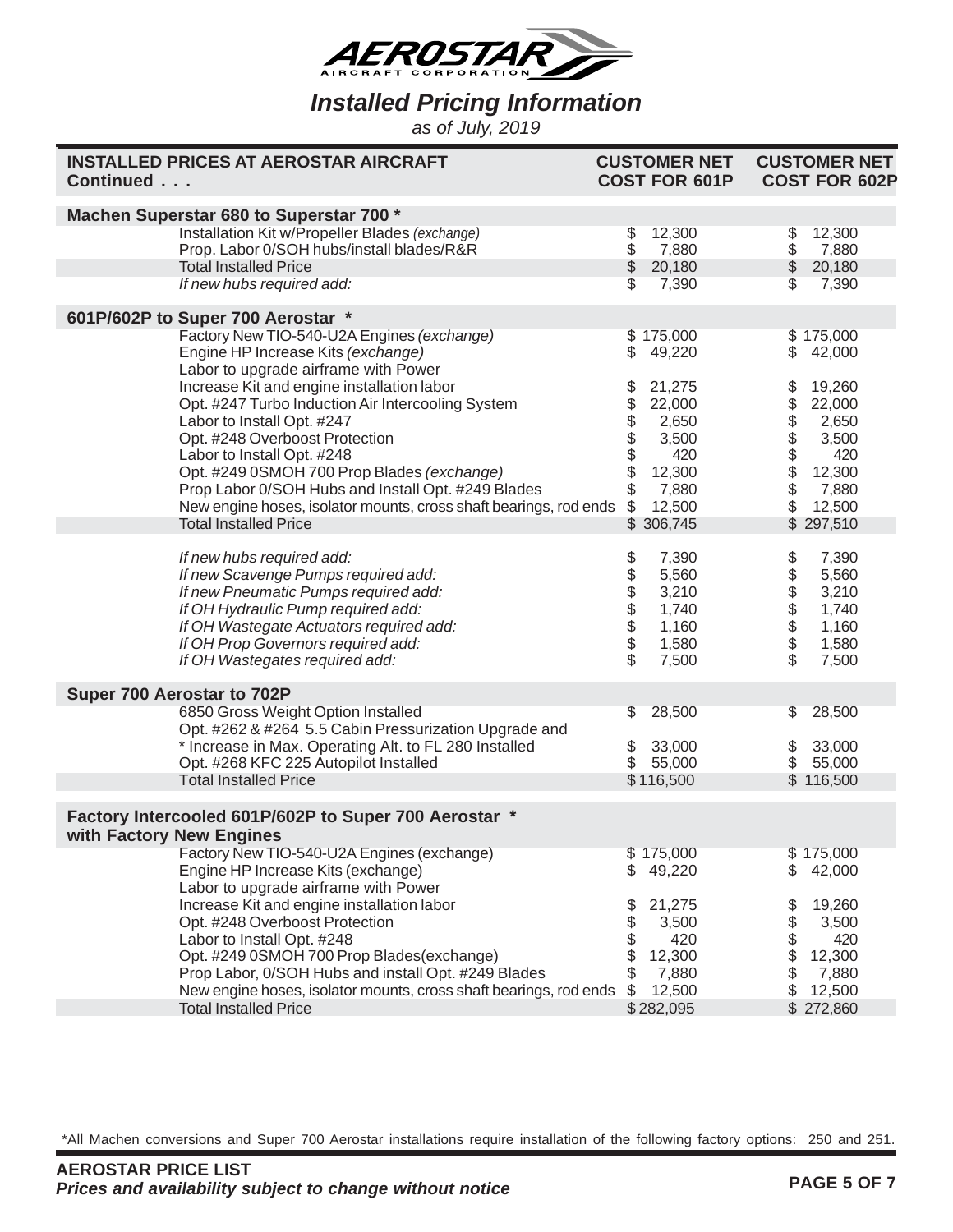# AEROSTAR AIRCRAFT CORPORATION

## *Installed Pricing Information*

*as of July, 2019*

| INSTALLED PRICES AT AEROSTAR AIRCRAFT Continued . . . | CUSTOMER NET COST FOR 601P | CUSTOMER NET COST FOR 602P |
|---|---|---|
| **Machen Superstar 680 to Superstar 700 \*** | | |
| Installation Kit w/Propeller Blades *(exchange)* | $ 12,300 | $ 12,300 |
| Prop. Labor 0/SOH hubs/install blades/R&R | $ 7,880 | $ 7,880 |
| Total Installed Price | $ 20,180 | $ 20,180 |
| *If new hubs required add:* | $ 7,390 | $ 7,390 |
| **601P/602P to Super 700 Aerostar \*** | | |
| Factory New TIO-540-U2A Engines *(exchange)* | $ 175,000 | $ 175,000 |
| Engine HP Increase Kits *(exchange)* | $ 49,220 | $ 42,000 |
| Labor to upgrade airframe with Power Increase Kit and engine installation labor | $ 21,275 | $ 19,260 |
| Opt. #247 Turbo Induction Air Intercooling System | $ 22,000 | $ 22,000 |
| Labor to Install Opt. #247 | $ 2,650 | $ 2,650 |
| Opt. #248 Overboost Protection | $ 3,500 | $ 3,500 |
| Labor to Install Opt. #248 | $ 420 | $ 420 |
| Opt. #249 0SMOH 700 Prop Blades *(exchange)* | $ 12,300 | $ 12,300 |
| Prop Labor 0/SOH Hubs and Install Opt. #249 Blades | $ 7,880 | $ 7,880 |
| New engine hoses, isolator mounts, cross shaft bearings, rod ends | $ 12,500 | $ 12,500 |
| Total Installed Price | $ 306,745 | $ 297,510 |
| *If new hubs required add:* | $ 7,390 | $ 7,390 |
| *If new Scavenge Pumps required add:* | $ 5,560 | $ 5,560 |
| *If new Pneumatic Pumps required add:* | $ 3,210 | $ 3,210 |
| *If OH Hydraulic Pump required add:* | $ 1,740 | $ 1,740 |
| *If OH Wastegate Actuators required add:* | $ 1,160 | $ 1,160 |
| *If OH Prop Governors required add:* | $ 1,580 | $ 1,580 |
| *If OH Wastegates required add:* | $ 7,500 | $ 7,500 |
| **Super 700 Aerostar to 702P** | | |
| 6850 Gross Weight Option Installed | $ 28,500 | $ 28,500 |
| Opt. #262 & #264 5.5 Cabin Pressurization Upgrade and \* Increase in Max. Operating Alt. to FL 280 Installed | $ 33,000 | $ 33,000 |
| Opt. #268 KFC 225 Autopilot Installed | $ 55,000 | $ 55,000 |
| Total Installed Price | $ 116,500 | $ 116,500 |
| **Factory Intercooled 601P/602P to Super 700 Aerostar \* with Factory New Engines** | | |
| Factory New TIO-540-U2A Engines (exchange) | $ 175,000 | $ 175,000 |
| Engine HP Increase Kits (exchange) | $ 49,220 | $ 42,000 |
| Labor to upgrade airframe with Power Increase Kit and engine installation labor | $ 21,275 | $ 19,260 |
| Opt. #248 Overboost Protection | $ 3,500 | $ 3,500 |
| Labor to Install Opt. #248 | $ 420 | $ 420 |
| Opt. #249 0SMOH 700 Prop Blades(exchange) | $ 12,300 | $ 12,300 |
| Prop Labor, 0/SOH Hubs and install Opt. #249 Blades | $ 7,880 | $ 7,880 |
| New engine hoses, isolator mounts, cross shaft bearings, rod ends | $ 12,500 | $ 12,500 |
| Total Installed Price | $ 282,095 | $ 272,860 |

\*All Machen conversions and Super 700 Aerostar installations require installation of the following factory options: 250 and 251.

**AEROSTAR PRICE LIST**
***Prices and availability subject to change without notice***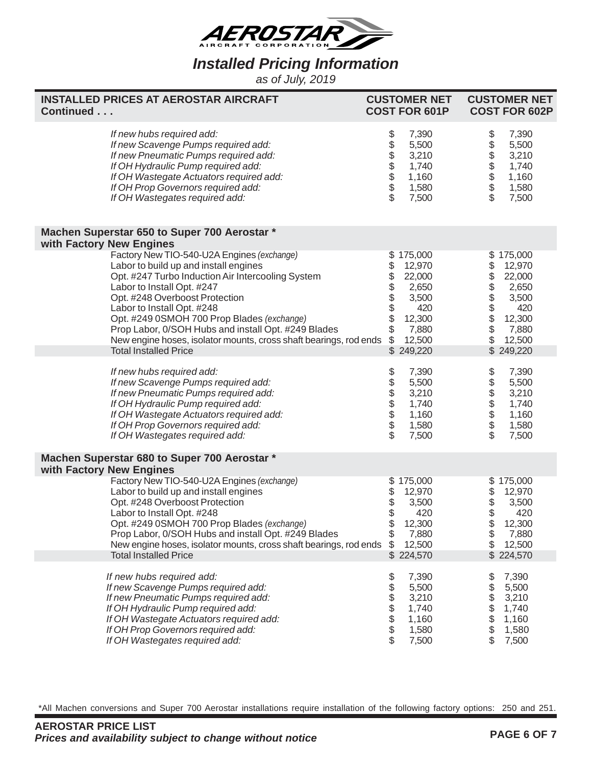# AEROSTAR AIRCRAFT CORPORATION

## *Installed Pricing Information*

*as of July, 2019*

| INSTALLED PRICES AT AEROSTAR AIRCRAFT Continued . . . | CUSTOMER NET COST FOR 601P | CUSTOMER NET COST FOR 602P |
|---|---|---|
| *If new hubs required add:* | $ 7,390 | $ 7,390 |
| *If new Scavenge Pumps required add:* | $ 5,500 | $ 5,500 |
| *If new Pneumatic Pumps required add:* | $ 3,210 | $ 3,210 |
| *If OH Hydraulic Pump required add:* | $ 1,740 | $ 1,740 |
| *If OH Wastegate Actuators required add:* | $ 1,160 | $ 1,160 |
| *If OH Prop Governors required add:* | $ 1,580 | $ 1,580 |
| *If OH Wastegates required add:* | $ 7,500 | $ 7,500 |
| **Machen Superstar 650 to Super 700 Aerostar * with Factory New Engines** | | |
| Factory New TIO-540-U2A Engines *(exchange)* | $ 175,000 | $ 175,000 |
| Labor to build up and install engines | $ 12,970 | $ 12,970 |
| Opt. #247 Turbo Induction Air Intercooling System | $ 22,000 | $ 22,000 |
| Labor to Install Opt. #247 | $ 2,650 | $ 2,650 |
| Opt. #248 Overboost Protection | $ 3,500 | $ 3,500 |
| Labor to Install Opt. #248 | $ 420 | $ 420 |
| Opt. #249 0SMOH 700 Prop Blades *(exchange)* | $ 12,300 | $ 12,300 |
| Prop Labor, 0/SOH Hubs and install Opt. #249 Blades | $ 7,880 | $ 7,880 |
| New engine hoses, isolator mounts, cross shaft bearings, rod ends | $ 12,500 | $ 12,500 |
| Total Installed Price | $ 249,220 | $ 249,220 |
| *If new hubs required add:* | $ 7,390 | $ 7,390 |
| *If new Scavenge Pumps required add:* | $ 5,500 | $ 5,500 |
| *If new Pneumatic Pumps required add:* | $ 3,210 | $ 3,210 |
| *If OH Hydraulic Pump required add:* | $ 1,740 | $ 1,740 |
| *If OH Wastegate Actuators required add:* | $ 1,160 | $ 1,160 |
| *If OH Prop Governors required add:* | $ 1,580 | $ 1,580 |
| *If OH Wastegates required add:* | $ 7,500 | $ 7,500 |
| **Machen Superstar 680 to Super 700 Aerostar * with Factory New Engines** | | |
| Factory New TIO-540-U2A Engines *(exchange)* | $ 175,000 | $ 175,000 |
| Labor to build up and install engines | $ 12,970 | $ 12,970 |
| Opt. #248 Overboost Protection | $ 3,500 | $ 3,500 |
| Labor to Install Opt. #248 | $ 420 | $ 420 |
| Opt. #249 0SMOH 700 Prop Blades *(exchange)* | $ 12,300 | $ 12,300 |
| Prop Labor, 0/SOH Hubs and install Opt. #249 Blades | $ 7,880 | $ 7,880 |
| New engine hoses, isolator mounts, cross shaft bearings, rod ends | $ 12,500 | $ 12,500 |
| Total Installed Price | $ 224,570 | $ 224,570 |
| *If new hubs required add:* | $ 7,390 | $ 7,390 |
| *If new Scavenge Pumps required add:* | $ 5,500 | $ 5,500 |
| *If new Pneumatic Pumps required add:* | $ 3,210 | $ 3,210 |
| *If OH Hydraulic Pump required add:* | $ 1,740 | $ 1,740 |
| *If OH Wastegate Actuators required add:* | $ 1,160 | $ 1,160 |
| *If OH Prop Governors required add:* | $ 1,580 | $ 1,580 |
| *If OH Wastegates required add:* | $ 7,500 | $ 7,500 |

*All Machen conversions and Super 700 Aerostar installations require installation of the following factory options: 250 and 251.

**AEROSTAR PRICE LIST**
***Prices and availability subject to change without notice***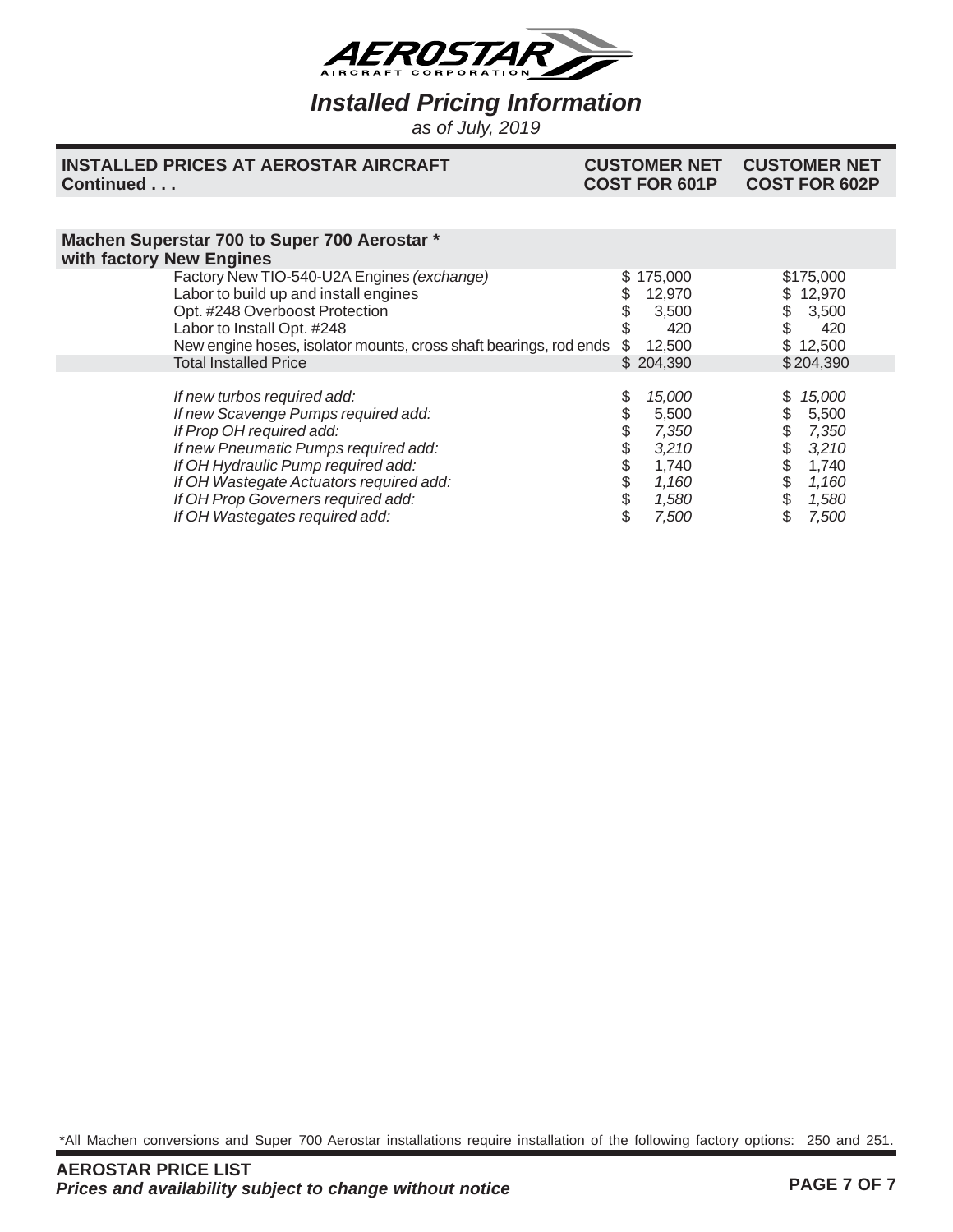# AEROSTAR AIRCRAFT CORPORATION

## *Installed Pricing Information*

*as of July, 2019*

| INSTALLED PRICES AT AEROSTAR AIRCRAFT Continued . . . | CUSTOMER NET COST FOR 601P | CUSTOMER NET COST FOR 602P |
|---|---|---|
| **Machen Superstar 700 to Super 700 Aerostar * with factory New Engines** | | |
| Factory New TIO-540-U2A Engines *(exchange)* | $ 175,000 | $175,000 |
| Labor to build up and install engines | $ 12,970 | $ 12,970 |
| Opt. #248 Overboost Protection | $ 3,500 | $ 3,500 |
| Labor to Install Opt. #248 | $ 420 | $ 420 |
| New engine hoses, isolator mounts, cross shaft bearings, rod ends | $ 12,500 | $ 12,500 |
| Total Installed Price | $ 204,390 | $ 204,390 |
| *If new turbos required add:* | $ *15,000* | $ *15,000* |
| *If new Scavenge Pumps required add:* | $ 5,500 | $ 5,500 |
| *If Prop OH required add:* | $ *7,350* | $ *7,350* |
| *If new Pneumatic Pumps required add:* | $ *3,210* | $ *3,210* |
| *If OH Hydraulic Pump required add:* | $ 1,740 | $ 1,740 |
| *If OH Wastegate Actuators required add:* | $ *1,160* | $ *1,160* |
| *If OH Prop Governers required add:* | $ *1,580* | $ *1,580* |
| *If OH Wastegates required add:* | $ *7,500* | $ *7,500* |

*All Machen conversions and Super 700 Aerostar installations require installation of the following factory options: 250 and 251.

**AEROSTAR PRICE LIST**
***Prices and availability subject to change without notice***